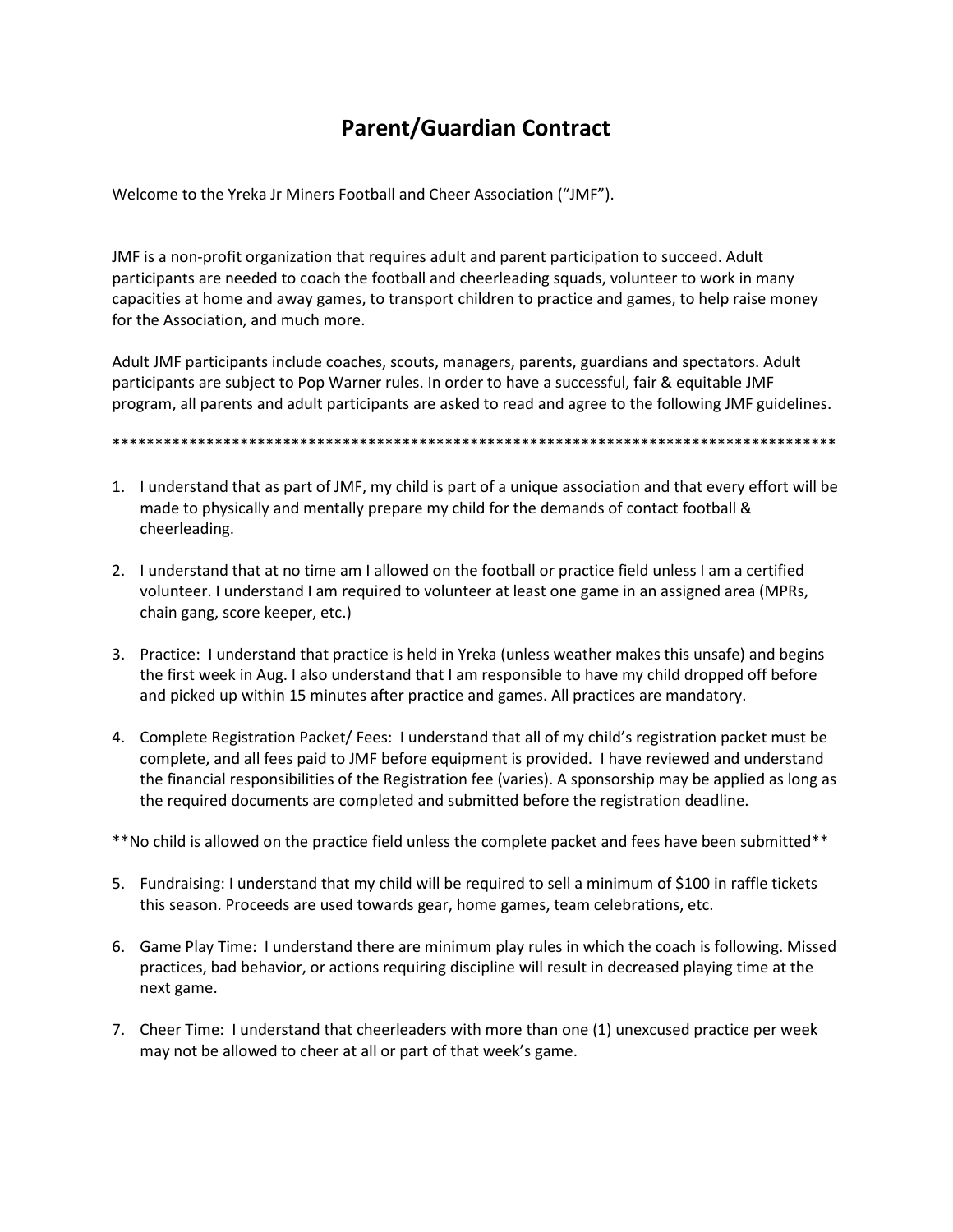# Parent/Guardian Contract

Welcome to the Yreka Jr Miners Football and Cheer Association ("JMF").

JMF is a non-profit organization that requires adult and parent participation to succeed. Adult participants are needed to coach the football and cheerleading squads, volunteer to work in many capacities at home and away games, to transport children to practice and games, to help raise money for the Association, and much more.

Adult JMF participants include coaches, scouts, managers, parents, guardians and spectators. Adult participants are subject to Pop Warner rules. In order to have a successful, fair & equitable JMF program, all parents and adult participants are asked to read and agree to the following JMF guidelines.

****************************************************************************************

1. I understand that as part of JMF, my child is part of a unique association and that every effort will be made to physically and mentally prepare my child for the demands of contact football & cheerleading.

2. I understand that at no time am I allowed on the football or practice field unless I am a certified volunteer. I understand I am required to volunteer at least one game in an assigned area (MPRs, chain gang, score keeper, etc.)

3. Practice: I understand that practice is held in Yreka (unless weather makes this unsafe) and begins the first week in Aug. I also understand that I am responsible to have my child dropped off before and picked up within 15 minutes after practice and games. All practices are mandatory.

4. Complete Registration Packet/ Fees: I understand that all of my child's registration packet must be complete, and all fees paid to JMF before equipment is provided. I have reviewed and understand the financial responsibilities of the Registration fee (varies). A sponsorship may be applied as long as the required documents are completed and submitted before the registration deadline.

**No child is allowed on the practice field unless the complete packet and fees have been submitted**

5. Fundraising: I understand that my child will be required to sell a minimum of $100 in raffle tickets this season. Proceeds are used towards gear, home games, team celebrations, etc.

6. Game Play Time: I understand there are minimum play rules in which the coach is following. Missed practices, bad behavior, or actions requiring discipline will result in decreased playing time at the next game.

7. Cheer Time: I understand that cheerleaders with more than one (1) unexcused practice per week may not be allowed to cheer at all or part of that week's game.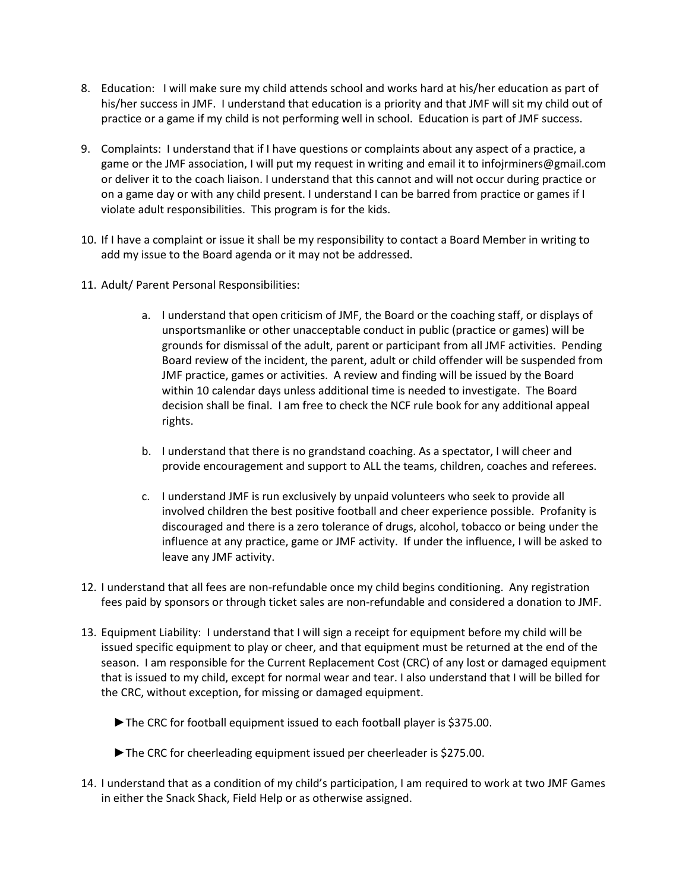8. Education: I will make sure my child attends school and works hard at his/her education as part of his/her success in JMF. I understand that education is a priority and that JMF will sit my child out of practice or a game if my child is not performing well in school. Education is part of JMF success.

9. Complaints: I understand that if I have questions or complaints about any aspect of a practice, a game or the JMF association, I will put my request in writing and email it to infojrminers@gmail.com or deliver it to the coach liaison. I understand that this cannot and will not occur during practice or on a game day or with any child present. I understand I can be barred from practice or games if I violate adult responsibilities. This program is for the kids.

10. If I have a complaint or issue it shall be my responsibility to contact a Board Member in writing to add my issue to the Board agenda or it may not be addressed.

11. Adult/ Parent Personal Responsibilities:

    a. I understand that open criticism of JMF, the Board or the coaching staff, or displays of unsportsmanlike or other unacceptable conduct in public (practice or games) will be grounds for dismissal of the adult, parent or participant from all JMF activities. Pending Board review of the incident, the parent, adult or child offender will be suspended from JMF practice, games or activities. A review and finding will be issued by the Board within 10 calendar days unless additional time is needed to investigate. The Board decision shall be final. I am free to check the NCF rule book for any additional appeal rights.

    b. I understand that there is no grandstand coaching. As a spectator, I will cheer and provide encouragement and support to ALL the teams, children, coaches and referees.

    c. I understand JMF is run exclusively by unpaid volunteers who seek to provide all involved children the best positive football and cheer experience possible. Profanity is discouraged and there is a zero tolerance of drugs, alcohol, tobacco or being under the influence at any practice, game or JMF activity. If under the influence, I will be asked to leave any JMF activity.

12. I understand that all fees are non-refundable once my child begins conditioning. Any registration fees paid by sponsors or through ticket sales are non-refundable and considered a donation to JMF.

13. Equipment Liability: I understand that I will sign a receipt for equipment before my child will be issued specific equipment to play or cheer, and that equipment must be returned at the end of the season. I am responsible for the Current Replacement Cost (CRC) of any lost or damaged equipment that is issued to my child, except for normal wear and tear. I also understand that I will be billed for the CRC, without exception, for missing or damaged equipment.

    ►The CRC for football equipment issued to each football player is $375.00.

    ►The CRC for cheerleading equipment issued per cheerleader is $275.00.

14. I understand that as a condition of my child's participation, I am required to work at two JMF Games in either the Snack Shack, Field Help or as otherwise assigned.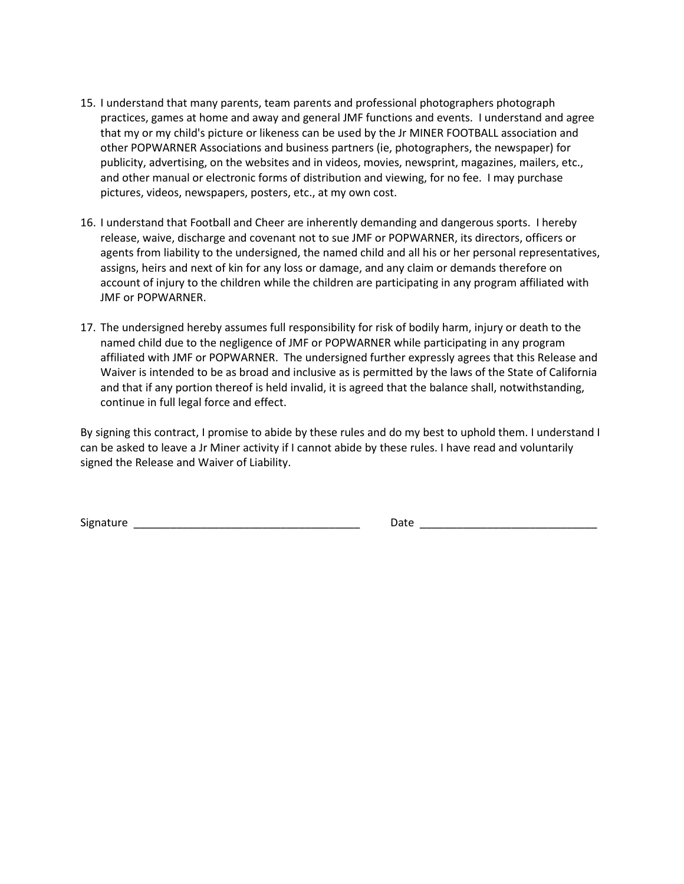15. I understand that many parents, team parents and professional photographers photograph practices, games at home and away and general JMF functions and events. I understand and agree that my or my child's picture or likeness can be used by the Jr MINER FOOTBALL association and other POPWARNER Associations and business partners (ie, photographers, the newspaper) for publicity, advertising, on the websites and in videos, movies, newsprint, magazines, mailers, etc., and other manual or electronic forms of distribution and viewing, for no fee. I may purchase pictures, videos, newspapers, posters, etc., at my own cost.

16. I understand that Football and Cheer are inherently demanding and dangerous sports. I hereby release, waive, discharge and covenant not to sue JMF or POPWARNER, its directors, officers or agents from liability to the undersigned, the named child and all his or her personal representatives, assigns, heirs and next of kin for any loss or damage, and any claim or demands therefore on account of injury to the children while the children are participating in any program affiliated with JMF or POPWARNER.

17. The undersigned hereby assumes full responsibility for risk of bodily harm, injury or death to the named child due to the negligence of JMF or POPWARNER while participating in any program affiliated with JMF or POPWARNER. The undersigned further expressly agrees that this Release and Waiver is intended to be as broad and inclusive as is permitted by the laws of the State of California and that if any portion thereof is held invalid, it is agreed that the balance shall, notwithstanding, continue in full legal force and effect.

By signing this contract, I promise to abide by these rules and do my best to uphold them. I understand I can be asked to leave a Jr Miner activity if I cannot abide by these rules. I have read and voluntarily signed the Release and Waiver of Liability.

Signature _____________________________________ Date _____________________________